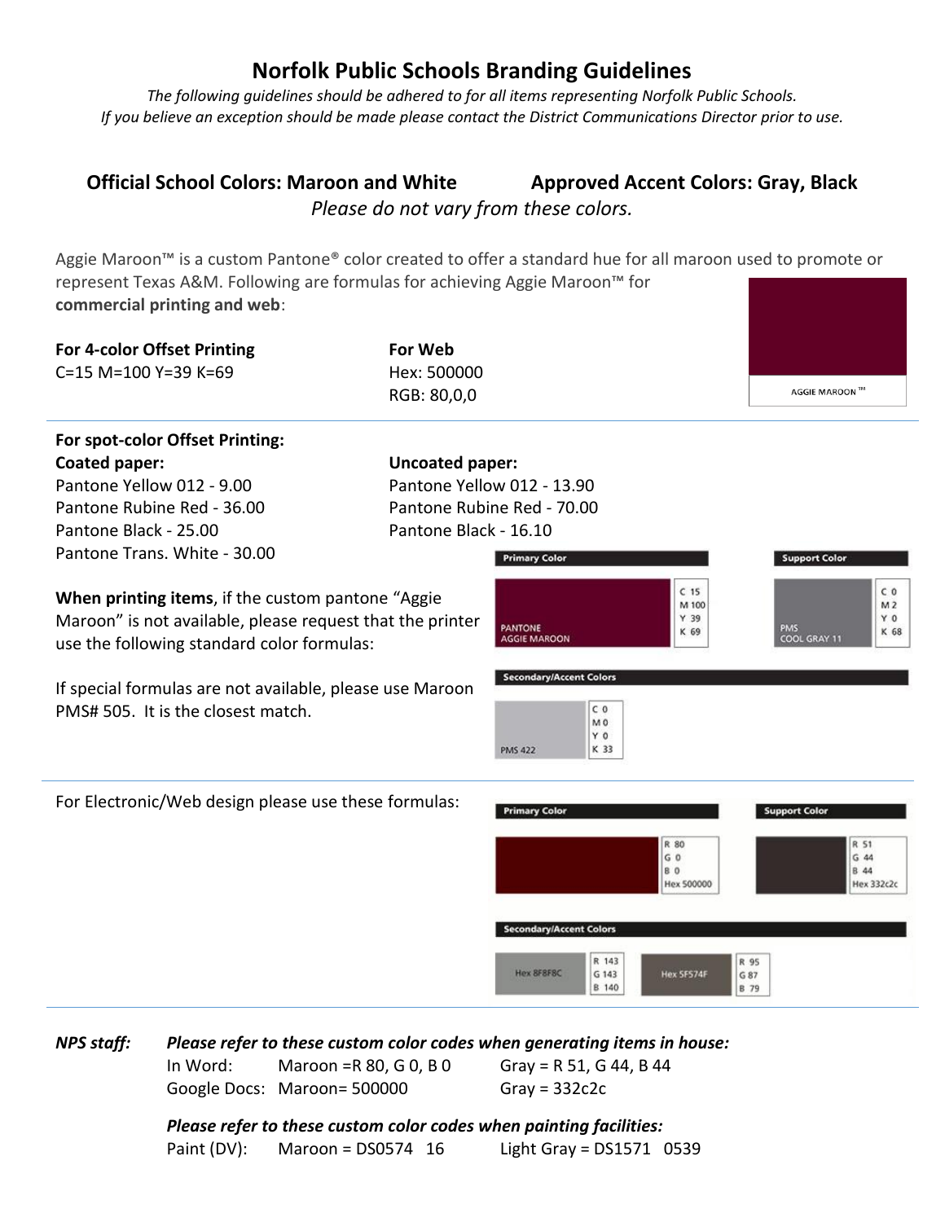# Norfolk Public Schools Branding Guidelines

*The following guidelines should be adhered to for all items representing Norfolk Public Schools.*
*If you believe an exception should be made please contact the District Communications Director prior to use.*

**Official School Colors: Maroon and White** **Approved Accent Colors: Gray, Black**

*Please do not vary from these colors.*

Aggie Maroon™ is a custom Pantone® color created to offer a standard hue for all maroon used to promote or represent Texas A&M. Following are formulas for achieving Aggie Maroon™ for **commercial printing and web**:

AGGIE MAROON ™

**For 4-color Offset Printing**
C=15 M=100 Y=39 K=69

**For Web**
Hex: 500000
RGB: 80,0,0

**For spot-color Offset Printing:**

**Coated paper:**
Pantone Yellow 012 - 9.00
Pantone Rubine Red - 36.00
Pantone Black - 25.00
Pantone Trans. White - 30.00

**Uncoated paper:**
Pantone Yellow 012 - 13.90
Pantone Rubine Red - 70.00
Pantone Black - 16.10

**When printing items**, if the custom pantone "Aggie Maroon" is not available, please request that the printer use the following standard color formulas:

If special formulas are not available, please use Maroon PMS# 505. It is the closest match.

**Primary Color**

PANTONE AGGIE MAROON — C 15, M 100, Y 39, K 69

**Support Color**

PMS COOL GRAY 11 — C 0, M 2, Y 0, K 68

**Secondary/Accent Colors**

PMS 422 — C 0, M 0, Y 0, K 33

For Electronic/Web design please use these formulas:

**Primary Color**

R 80, G 0, B 0, Hex 500000

**Support Color**

R 51, G 44, B 44, Hex 332c2c

**Secondary/Accent Colors**

Hex 8F8F8C — R 143, G 143, B 140

Hex 5F574F — R 95, G 87, B 79

***NPS staff:*** ***Please refer to these custom color codes when generating items in house:***

| | | |
|---|---|---|
| In Word: | Maroon =R 80, G 0, B 0 | Gray = R 51, G 44, B 44 |
| Google Docs: | Maroon= 500000 | Gray = 332c2c |

***Please refer to these custom color codes when painting facilities:***

| | | |
|---|---|---|
| Paint (DV): | Maroon = DS0574 16 | Light Gray = DS1571 0539 |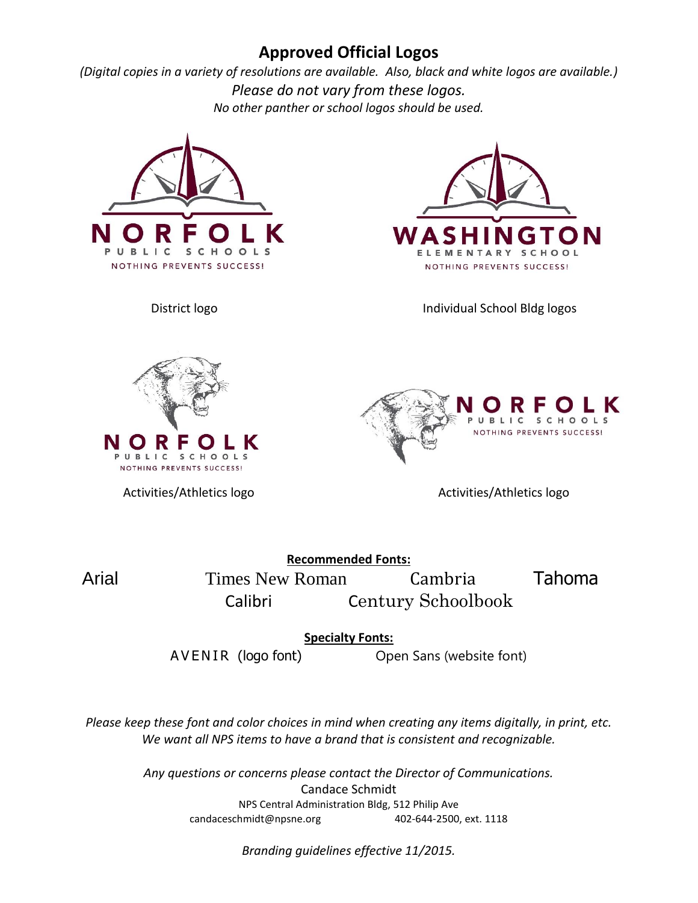# Approved Official Logos

*(Digital copies in a variety of resolutions are available. Also, black and white logos are available.)*

*Please do not vary from these logos.*

*No other panther or school logos should be used.*

NORFOLK
PUBLIC SCHOOLS
NOTHING PREVENTS SUCCESS!

District logo

WASHINGTON
ELEMENTARY SCHOOL
NOTHING PREVENTS SUCCESS!

Individual School Bldg logos

NORFOLK
PUBLIC SCHOOLS
NOTHING PREVENTS SUCCESS!

Activities/Athletics logo

NORFOLK
PUBLIC SCHOOLS
NOTHING PREVENTS SUCCESS!

Activities/Athletics logo

**Recommended Fonts:**

Arial Times New Roman Cambria Tahoma
Calibri Century Schoolbook

**Specialty Fonts:**

AVENIR (logo font) Open Sans (website font)

*Please keep these font and color choices in mind when creating any items digitally, in print, etc.*
*We want all NPS items to have a brand that is consistent and recognizable.*

*Any questions or concerns please contact the Director of Communications.*

Candace Schmidt
NPS Central Administration Bldg, 512 Philip Ave
candaceschmidt@npsne.org 402-644-2500, ext. 1118

*Branding guidelines effective 11/2015.*